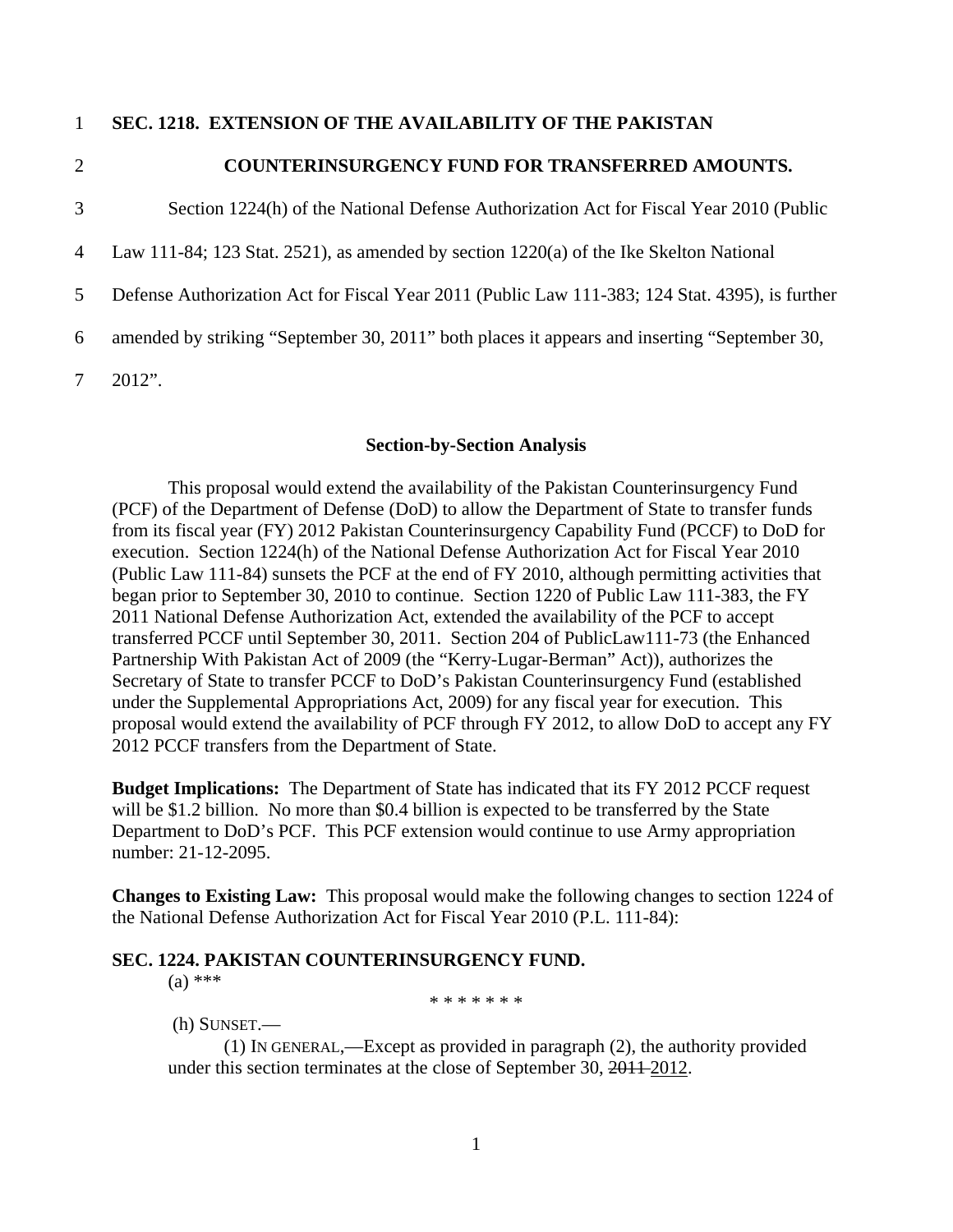**SEC. 1218. EXTENSION OF THE AVAILABILITY OF THE PAKISTAN COUNTERINSURGENCY FUND FOR TRANSFERRED AMOUNTS.**

Section 1224(h) of the National Defense Authorization Act for Fiscal Year 2010 (Public Law 111-84; 123 Stat. 2521), as amended by section 1220(a) of the Ike Skelton National Defense Authorization Act for Fiscal Year 2011 (Public Law 111-383; 124 Stat. 4395), is further amended by striking "September 30, 2011" both places it appears and inserting "September 30, 2012".

**Section-by-Section Analysis**

This proposal would extend the availability of the Pakistan Counterinsurgency Fund (PCF) of the Department of Defense (DoD) to allow the Department of State to transfer funds from its fiscal year (FY) 2012 Pakistan Counterinsurgency Capability Fund (PCCF) to DoD for execution. Section 1224(h) of the National Defense Authorization Act for Fiscal Year 2010 (Public Law 111-84) sunsets the PCF at the end of FY 2010, although permitting activities that began prior to September 30, 2010 to continue. Section 1220 of Public Law 111-383, the FY 2011 National Defense Authorization Act, extended the availability of the PCF to accept transferred PCCF until September 30, 2011. Section 204 of PublicLaw111-73 (the Enhanced Partnership With Pakistan Act of 2009 (the "Kerry-Lugar-Berman" Act)), authorizes the Secretary of State to transfer PCCF to DoD's Pakistan Counterinsurgency Fund (established under the Supplemental Appropriations Act, 2009) for any fiscal year for execution. This proposal would extend the availability of PCF through FY 2012, to allow DoD to accept any FY 2012 PCCF transfers from the Department of State.

**Budget Implications:** The Department of State has indicated that its FY 2012 PCCF request will be $1.2 billion. No more than $0.4 billion is expected to be transferred by the State Department to DoD's PCF. This PCF extension would continue to use Army appropriation number: 21-12-2095.

**Changes to Existing Law:** This proposal would make the following changes to section 1224 of the National Defense Authorization Act for Fiscal Year 2010 (P.L. 111-84):

**SEC. 1224. PAKISTAN COUNTERINSURGENCY FUND.**

(a) ***

\* \* \* \* \* \* \*

(h) SUNSET.—

(1) IN GENERAL,—Except as provided in paragraph (2), the authority provided under this section terminates at the close of September 30, ~~2011~~ 2012.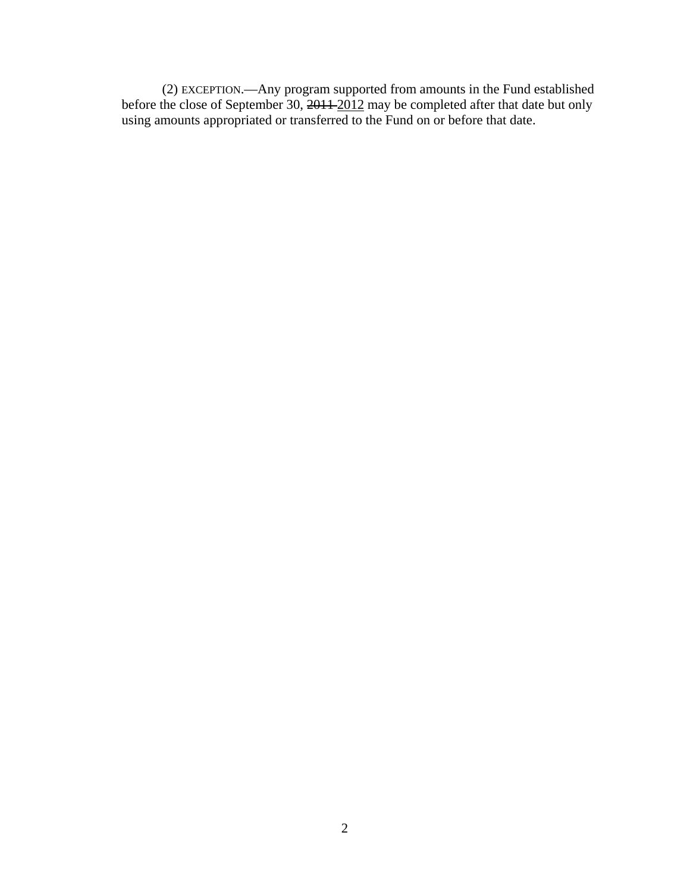(2) EXCEPTION.—Any program supported from amounts in the Fund established before the close of September 30, ~~2011~~ <u>2012</u> may be completed after that date but only using amounts appropriated or transferred to the Fund on or before that date.